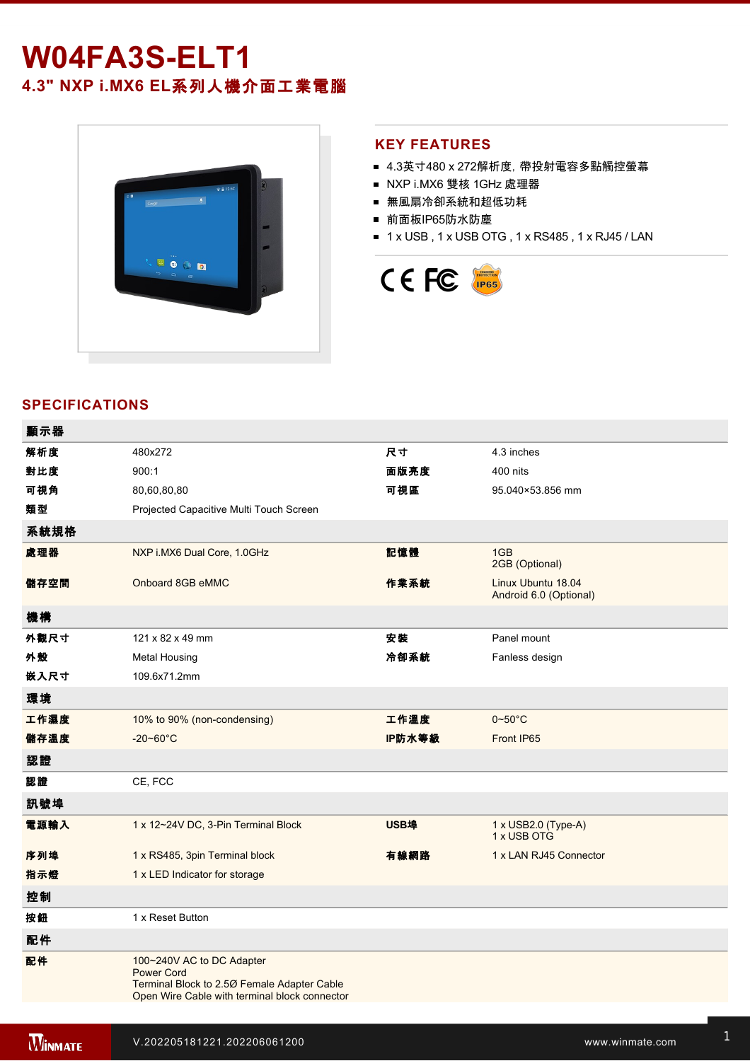# W04FA3S-ELT1

## 4.3" NXP i.MX6 EL系列人機介面工業電腦

## KEY FEATURES

- 4.3英寸480 x 272解析度, 帶投射電容多點觸控螢幕
- NXP i.MX6 雙核 1GHz 處理器
- 無風扇冷卻系統和超低功耗
- 前面板IP65防水防塵
- 1 x USB , 1 x USB OTG , 1 x RS485 , 1 x RJ45 / LAN

## SPECIFICATIONS

| 顯示器 | | | |
|---|---|---|---|
| 解析度 | 480x272 | 尺寸 | 4.3 inches |
| 對比度 | 900:1 | 面版亮度 | 400 nits |
| 可視角 | 80,60,80,80 | 可視區 | 95.040×53.856 mm |
| 類型 | Projected Capacitive Multi Touch Screen | | |
| **系統規格** | | | |
| 處理器 | NXP i.MX6 Dual Core, 1.0GHz | 記憶體 | 1GB<br>2GB (Optional) |
| 儲存空間 | Onboard 8GB eMMC | 作業系統 | Linux Ubuntu 18.04<br>Android 6.0 (Optional) |
| **機構** | | | |
| 外觀尺寸 | 121 x 82 x 49 mm | 安裝 | Panel mount |
| 外殼 | Metal Housing | 冷卻系統 | Fanless design |
| 嵌入尺寸 | 109.6x71.2mm | | |
| **環境** | | | |
| 工作濕度 | 10% to 90% (non-condensing) | 工作溫度 | 0~50°C |
| 儲存溫度 | -20~60°C | IP防水等級 | Front IP65 |
| **認證** | | | |
| 認證 | CE, FCC | | |
| **訊號埠** | | | |
| 電源輸入 | 1 x 12~24V DC, 3-Pin Terminal Block | USB埠 | 1 x USB2.0 (Type-A)<br>1 x USB OTG |
| 序列埠 | 1 x RS485, 3pin Terminal block | 有線網路 | 1 x LAN RJ45 Connector |
| 指示燈 | 1 x LED Indicator for storage | | |
| **控制** | | | |
| 按鈕 | 1 x Reset Button | | |
| **配件** | | | |
| 配件 | 100~240V AC to DC Adapter<br>Power Cord<br>Terminal Block to 2.5Ø Female Adapter Cable<br>Open Wire Cable with terminal block connector | | |

V.202205181221.202206061200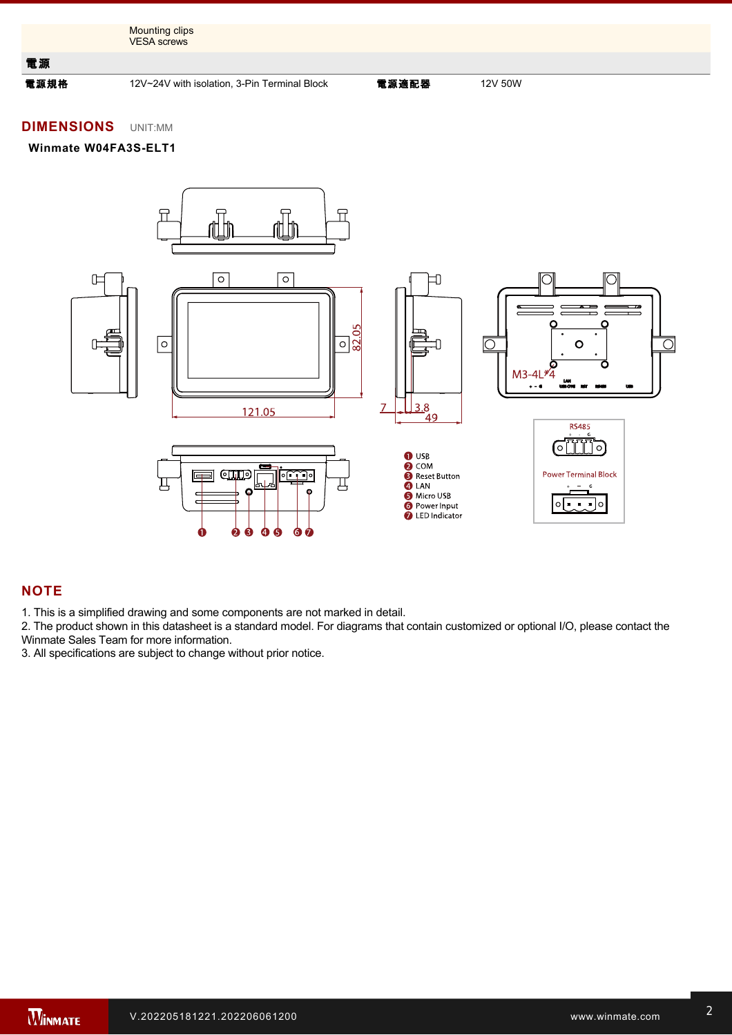| | | | |
|---|---|---|---|
| | Mounting clips<br>VESA screws | | |
| **電源** | | | |
| **電源規格** | 12V~24V with isolation, 3-Pin Terminal Block | **電源適配器** | 12V 50W |

## DIMENSIONS UNIT:MM

**Winmate W04FA3S-ELT1**

82.05

121.05

7

3.8

49

M3-4L*4

RS485

Power Terminal Block

1 USB
2 COM
3 Reset Button
4 LAN
5 Micro USB
6 Power Input
7 LED Indicator

## NOTE

1. This is a simplified drawing and some components are not marked in detail.
2. The product shown in this datasheet is a standard model. For diagrams that contain customized or optional I/O, please contact the Winmate Sales Team for more information.
3. All specifications are subject to change without prior notice.